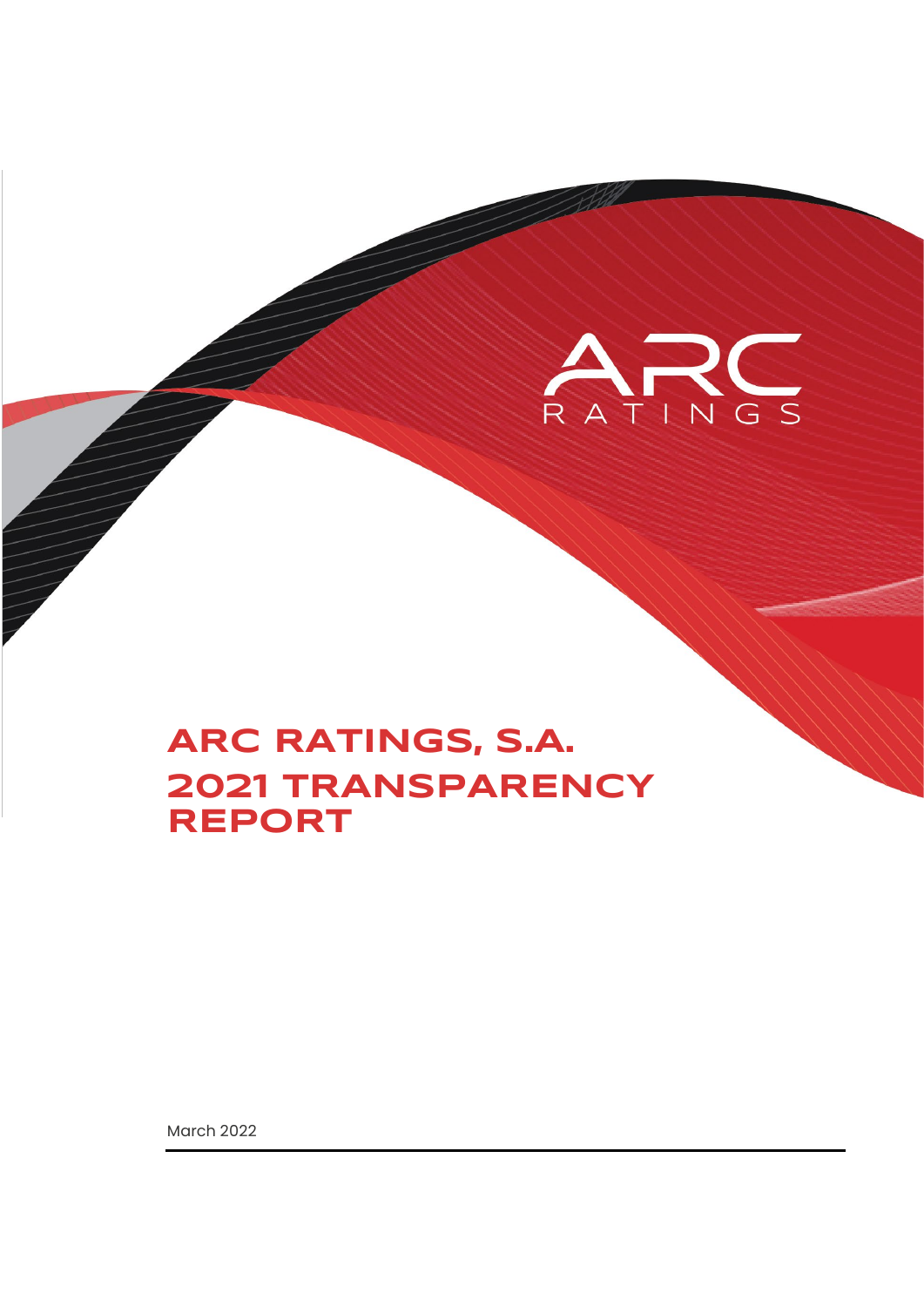ARC RATINGS

# ARC RATINGS, S.A. 2021 TRANSPARENCY REPORT

March 2022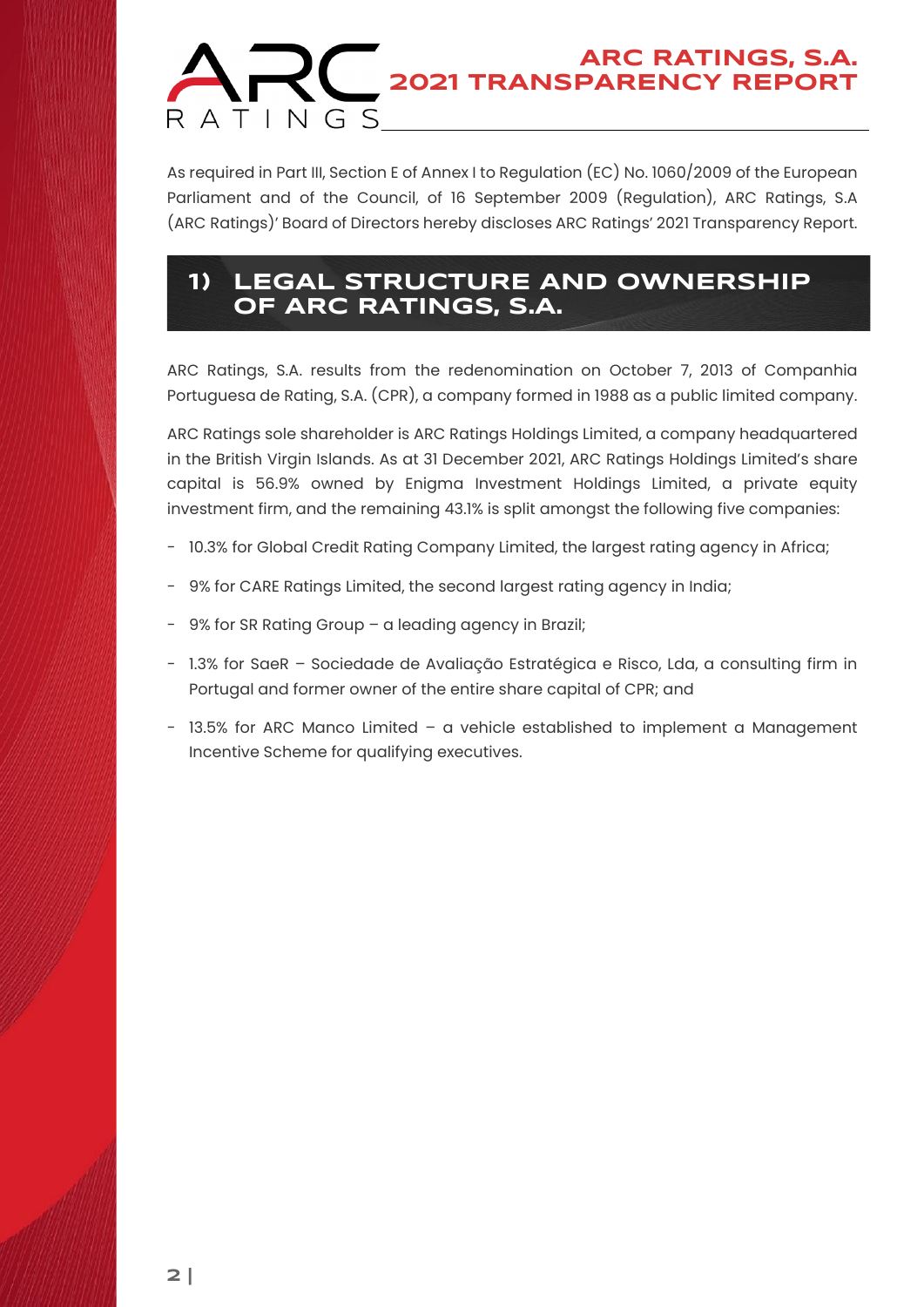As required in Part III, Section E of Annex I to Regulation (EC) No. 1060/2009 of the European Parliament and of the Council, of 16 September 2009 (Regulation), ARC Ratings, S.A (ARC Ratings)' Board of Directors hereby discloses ARC Ratings' 2021 Transparency Report.

## 1) LEGAL STRUCTURE AND OWNERSHIP OF ARC RATINGS, S.A.

ARC Ratings, S.A. results from the redenomination on October 7, 2013 of Companhia Portuguesa de Rating, S.A. (CPR), a company formed in 1988 as a public limited company.

ARC Ratings sole shareholder is ARC Ratings Holdings Limited, a company headquartered in the British Virgin Islands. As at 31 December 2021, ARC Ratings Holdings Limited's share capital is 56.9% owned by Enigma Investment Holdings Limited, a private equity investment firm, and the remaining 43.1% is split amongst the following five companies:

- 10.3% for Global Credit Rating Company Limited, the largest rating agency in Africa;
- 9% for CARE Ratings Limited, the second largest rating agency in India;
- 9% for SR Rating Group – a leading agency in Brazil;
- 1.3% for SaeR – Sociedade de Avaliação Estratégica e Risco, Lda, a consulting firm in Portugal and former owner of the entire share capital of CPR; and
- 13.5% for ARC Manco Limited – a vehicle established to implement a Management Incentive Scheme for qualifying executives.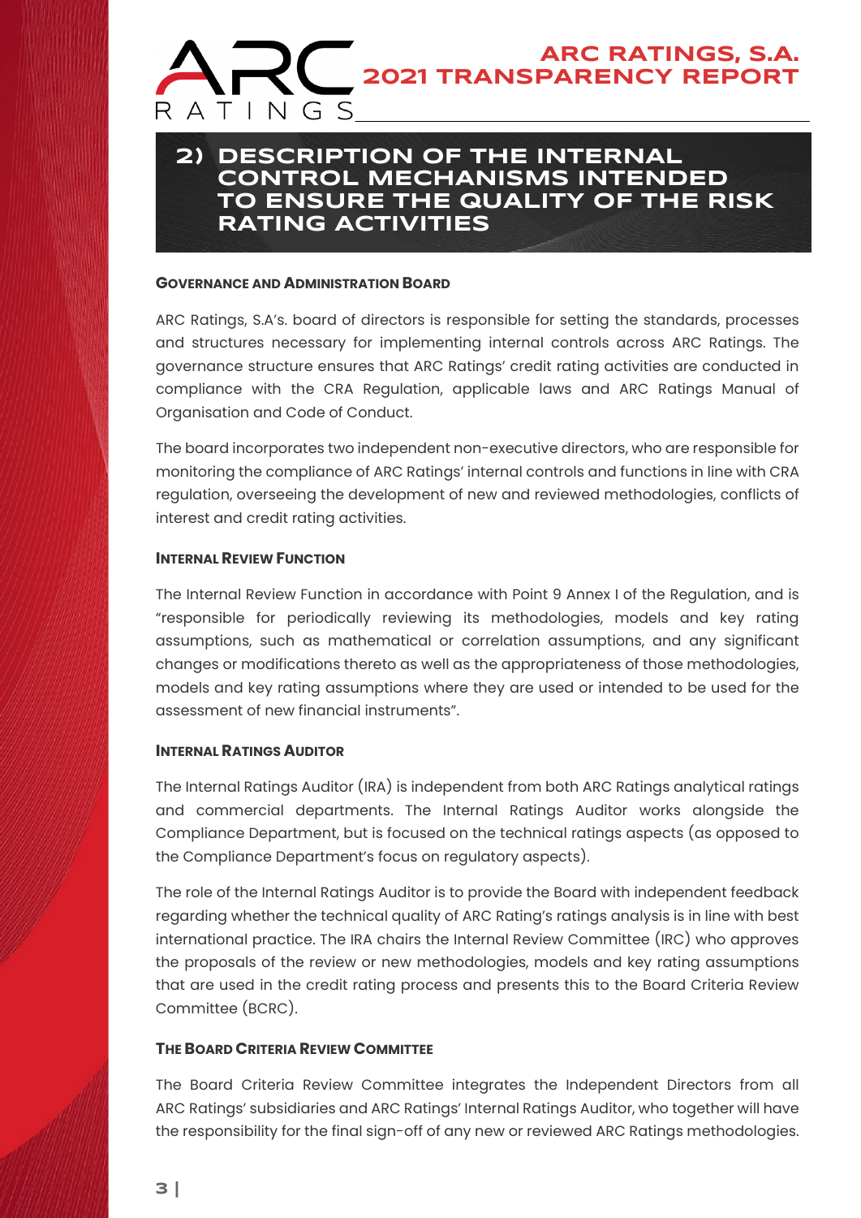## 2) DESCRIPTION OF THE INTERNAL CONTROL MECHANISMS INTENDED TO ENSURE THE QUALITY OF THE RISK RATING ACTIVITIES

### GOVERNANCE AND ADMINISTRATION BOARD

ARC Ratings, S.A's. board of directors is responsible for setting the standards, processes and structures necessary for implementing internal controls across ARC Ratings. The governance structure ensures that ARC Ratings' credit rating activities are conducted in compliance with the CRA Regulation, applicable laws and ARC Ratings Manual of Organisation and Code of Conduct.

The board incorporates two independent non-executive directors, who are responsible for monitoring the compliance of ARC Ratings' internal controls and functions in line with CRA regulation, overseeing the development of new and reviewed methodologies, conflicts of interest and credit rating activities.

### INTERNAL REVIEW FUNCTION

The Internal Review Function in accordance with Point 9 Annex I of the Regulation, and is "responsible for periodically reviewing its methodologies, models and key rating assumptions, such as mathematical or correlation assumptions, and any significant changes or modifications thereto as well as the appropriateness of those methodologies, models and key rating assumptions where they are used or intended to be used for the assessment of new financial instruments".

### INTERNAL RATINGS AUDITOR

The Internal Ratings Auditor (IRA) is independent from both ARC Ratings analytical ratings and commercial departments. The Internal Ratings Auditor works alongside the Compliance Department, but is focused on the technical ratings aspects (as opposed to the Compliance Department's focus on regulatory aspects).

The role of the Internal Ratings Auditor is to provide the Board with independent feedback regarding whether the technical quality of ARC Rating's ratings analysis is in line with best international practice. The IRA chairs the Internal Review Committee (IRC) who approves the proposals of the review or new methodologies, models and key rating assumptions that are used in the credit rating process and presents this to the Board Criteria Review Committee (BCRC).

### THE BOARD CRITERIA REVIEW COMMITTEE

The Board Criteria Review Committee integrates the Independent Directors from all ARC Ratings' subsidiaries and ARC Ratings' Internal Ratings Auditor, who together will have the responsibility for the final sign-off of any new or reviewed ARC Ratings methodologies.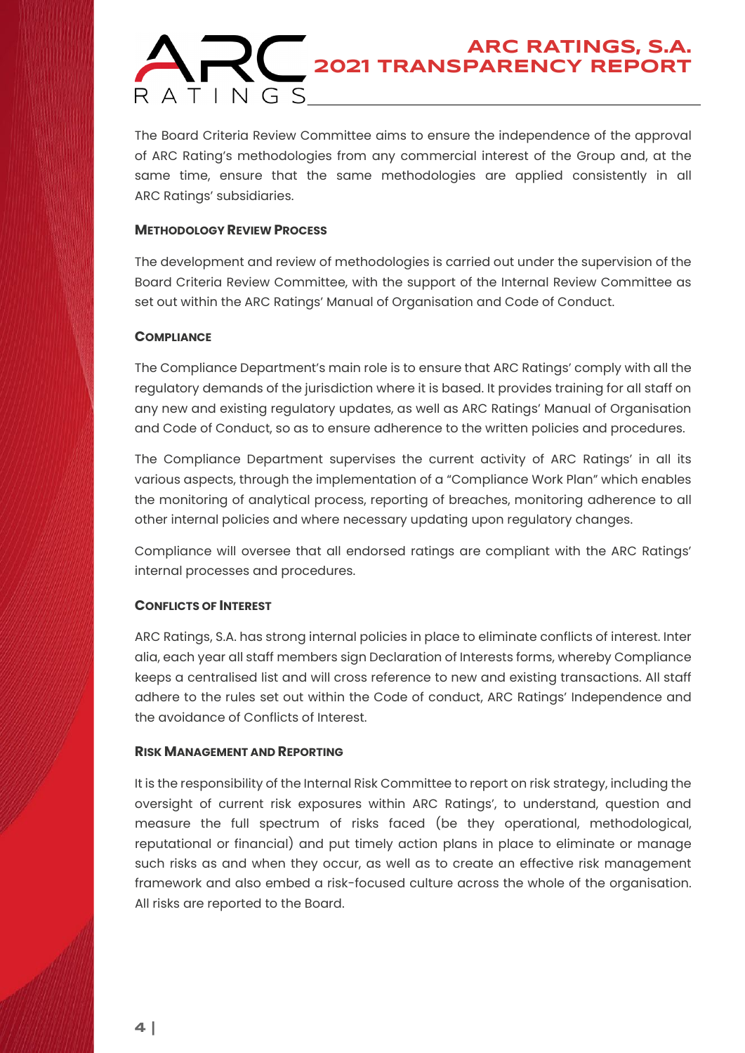The Board Criteria Review Committee aims to ensure the independence of the approval of ARC Rating's methodologies from any commercial interest of the Group and, at the same time, ensure that the same methodologies are applied consistently in all ARC Ratings' subsidiaries.

### Methodology Review Process

The development and review of methodologies is carried out under the supervision of the Board Criteria Review Committee, with the support of the Internal Review Committee as set out within the ARC Ratings' Manual of Organisation and Code of Conduct.

### Compliance

The Compliance Department's main role is to ensure that ARC Ratings' comply with all the regulatory demands of the jurisdiction where it is based. It provides training for all staff on any new and existing regulatory updates, as well as ARC Ratings' Manual of Organisation and Code of Conduct, so as to ensure adherence to the written policies and procedures.

The Compliance Department supervises the current activity of ARC Ratings' in all its various aspects, through the implementation of a "Compliance Work Plan" which enables the monitoring of analytical process, reporting of breaches, monitoring adherence to all other internal policies and where necessary updating upon regulatory changes.

Compliance will oversee that all endorsed ratings are compliant with the ARC Ratings' internal processes and procedures.

### Conflicts of Interest

ARC Ratings, S.A. has strong internal policies in place to eliminate conflicts of interest. Inter alia, each year all staff members sign Declaration of Interests forms, whereby Compliance keeps a centralised list and will cross reference to new and existing transactions. All staff adhere to the rules set out within the Code of conduct, ARC Ratings' Independence and the avoidance of Conflicts of Interest.

### Risk Management and Reporting

It is the responsibility of the Internal Risk Committee to report on risk strategy, including the oversight of current risk exposures within ARC Ratings', to understand, question and measure the full spectrum of risks faced (be they operational, methodological, reputational or financial) and put timely action plans in place to eliminate or manage such risks as and when they occur, as well as to create an effective risk management framework and also embed a risk-focused culture across the whole of the organisation. All risks are reported to the Board.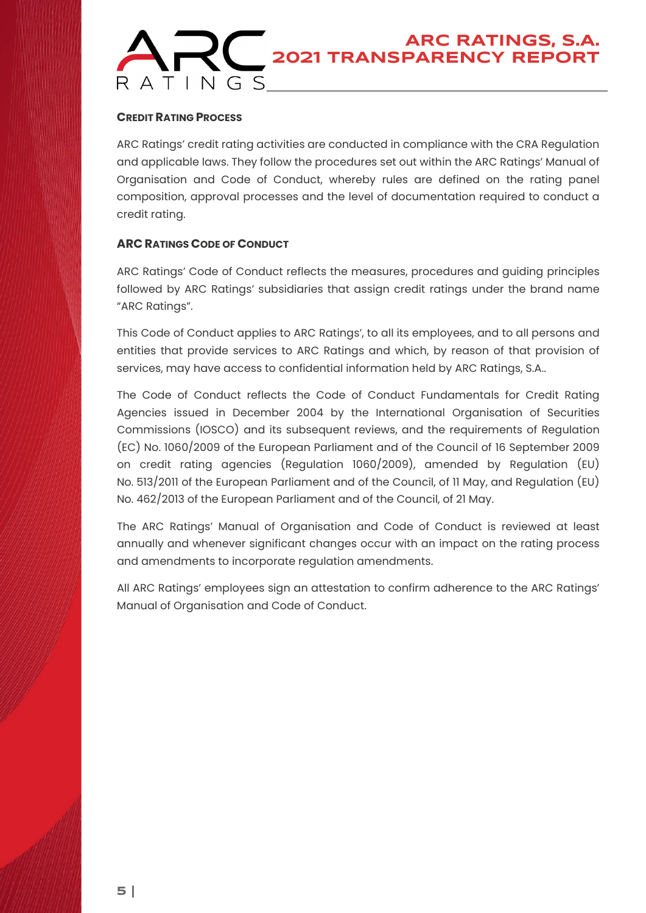## Credit Rating Process

ARC Ratings' credit rating activities are conducted in compliance with the CRA Regulation and applicable laws. They follow the procedures set out within the ARC Ratings' Manual of Organisation and Code of Conduct, whereby rules are defined on the rating panel composition, approval processes and the level of documentation required to conduct a credit rating.

## ARC Ratings Code of Conduct

ARC Ratings' Code of Conduct reflects the measures, procedures and guiding principles followed by ARC Ratings' subsidiaries that assign credit ratings under the brand name "ARC Ratings".

This Code of Conduct applies to ARC Ratings', to all its employees, and to all persons and entities that provide services to ARC Ratings and which, by reason of that provision of services, may have access to confidential information held by ARC Ratings, S.A..

The Code of Conduct reflects the Code of Conduct Fundamentals for Credit Rating Agencies issued in December 2004 by the International Organisation of Securities Commissions (IOSCO) and its subsequent reviews, and the requirements of Regulation (EC) No. 1060/2009 of the European Parliament and of the Council of 16 September 2009 on credit rating agencies (Regulation 1060/2009), amended by Regulation (EU) No. 513/2011 of the European Parliament and of the Council, of 11 May, and Regulation (EU) No. 462/2013 of the European Parliament and of the Council, of 21 May.

The ARC Ratings' Manual of Organisation and Code of Conduct is reviewed at least annually and whenever significant changes occur with an impact on the rating process and amendments to incorporate regulation amendments.

All ARC Ratings' employees sign an attestation to confirm adherence to the ARC Ratings' Manual of Organisation and Code of Conduct.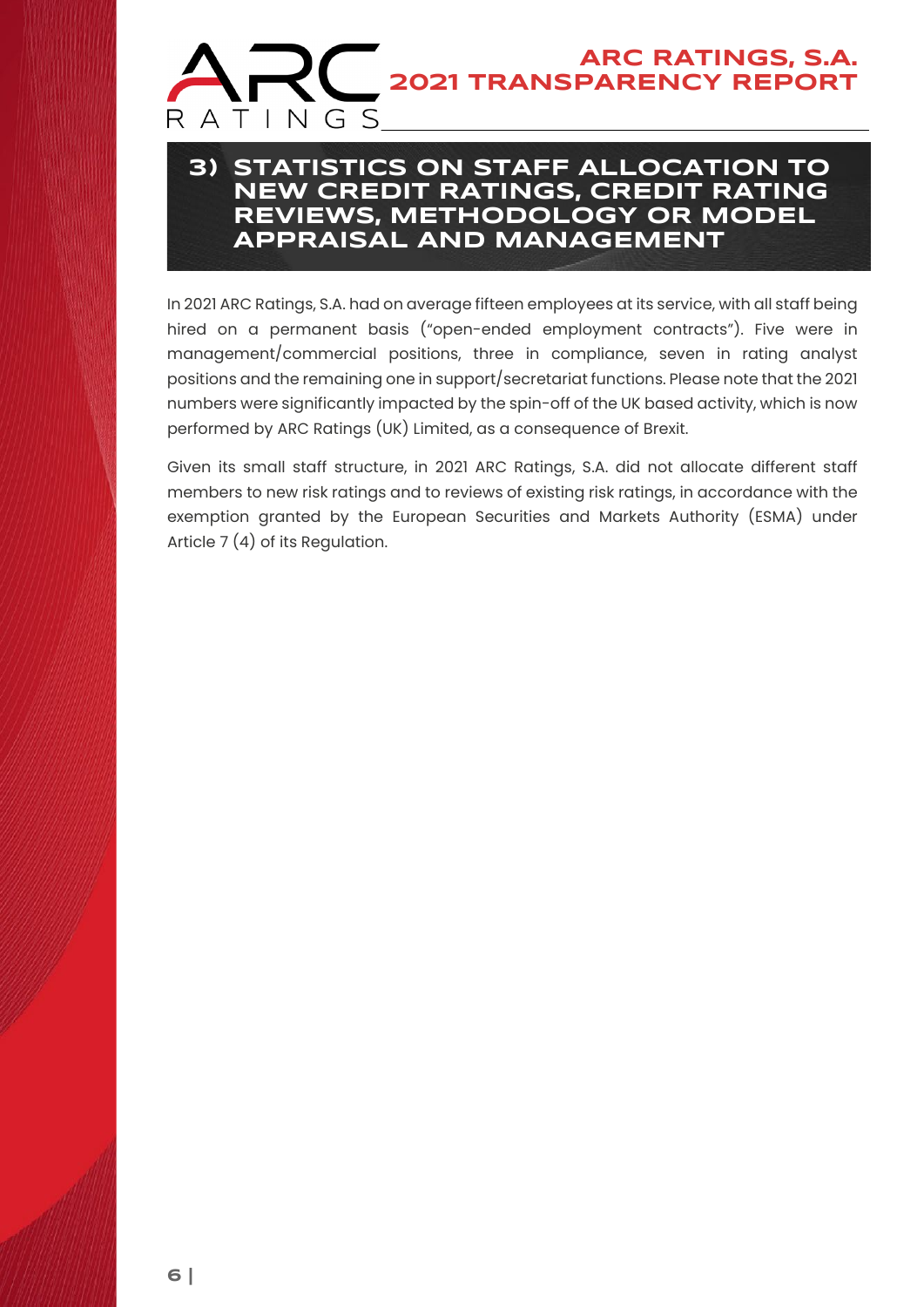## 3) STATISTICS ON STAFF ALLOCATION TO NEW CREDIT RATINGS, CREDIT RATING REVIEWS, METHODOLOGY OR MODEL APPRAISAL AND MANAGEMENT

In 2021 ARC Ratings, S.A. had on average fifteen employees at its service, with all staff being hired on a permanent basis ("open-ended employment contracts"). Five were in management/commercial positions, three in compliance, seven in rating analyst positions and the remaining one in support/secretariat functions. Please note that the 2021 numbers were significantly impacted by the spin-off of the UK based activity, which is now performed by ARC Ratings (UK) Limited, as a consequence of Brexit.

Given its small staff structure, in 2021 ARC Ratings, S.A. did not allocate different staff members to new risk ratings and to reviews of existing risk ratings, in accordance with the exemption granted by the European Securities and Markets Authority (ESMA) under Article 7 (4) of its Regulation.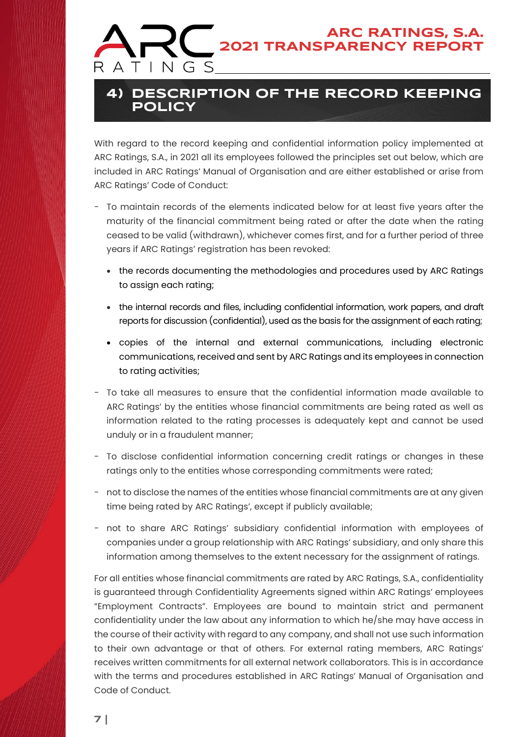## 4) DESCRIPTION OF THE RECORD KEEPING POLICY

With regard to the record keeping and confidential information policy implemented at ARC Ratings, S.A., in 2021 all its employees followed the principles set out below, which are included in ARC Ratings' Manual of Organisation and are either established or arise from ARC Ratings' Code of Conduct:

- To maintain records of the elements indicated below for at least five years after the maturity of the financial commitment being rated or after the date when the rating ceased to be valid (withdrawn), whichever comes first, and for a further period of three years if ARC Ratings' registration has been revoked:
  - the records documenting the methodologies and procedures used by ARC Ratings to assign each rating;
  - the internal records and files, including confidential information, work papers, and draft reports for discussion (confidential), used as the basis for the assignment of each rating;
  - copies of the internal and external communications, including electronic communications, received and sent by ARC Ratings and its employees in connection to rating activities;
- To take all measures to ensure that the confidential information made available to ARC Ratings' by the entities whose financial commitments are being rated as well as information related to the rating processes is adequately kept and cannot be used unduly or in a fraudulent manner;
- To disclose confidential information concerning credit ratings or changes in these ratings only to the entities whose corresponding commitments were rated;
- not to disclose the names of the entities whose financial commitments are at any given time being rated by ARC Ratings', except if publicly available;
- not to share ARC Ratings' subsidiary confidential information with employees of companies under a group relationship with ARC Ratings' subsidiary, and only share this information among themselves to the extent necessary for the assignment of ratings.

For all entities whose financial commitments are rated by ARC Ratings, S.A., confidentiality is guaranteed through Confidentiality Agreements signed within ARC Ratings' employees "Employment Contracts". Employees are bound to maintain strict and permanent confidentiality under the law about any information to which he/she may have access in the course of their activity with regard to any company, and shall not use such information to their own advantage or that of others. For external rating members, ARC Ratings' receives written commitments for all external network collaborators. This is in accordance with the terms and procedures established in ARC Ratings' Manual of Organisation and Code of Conduct.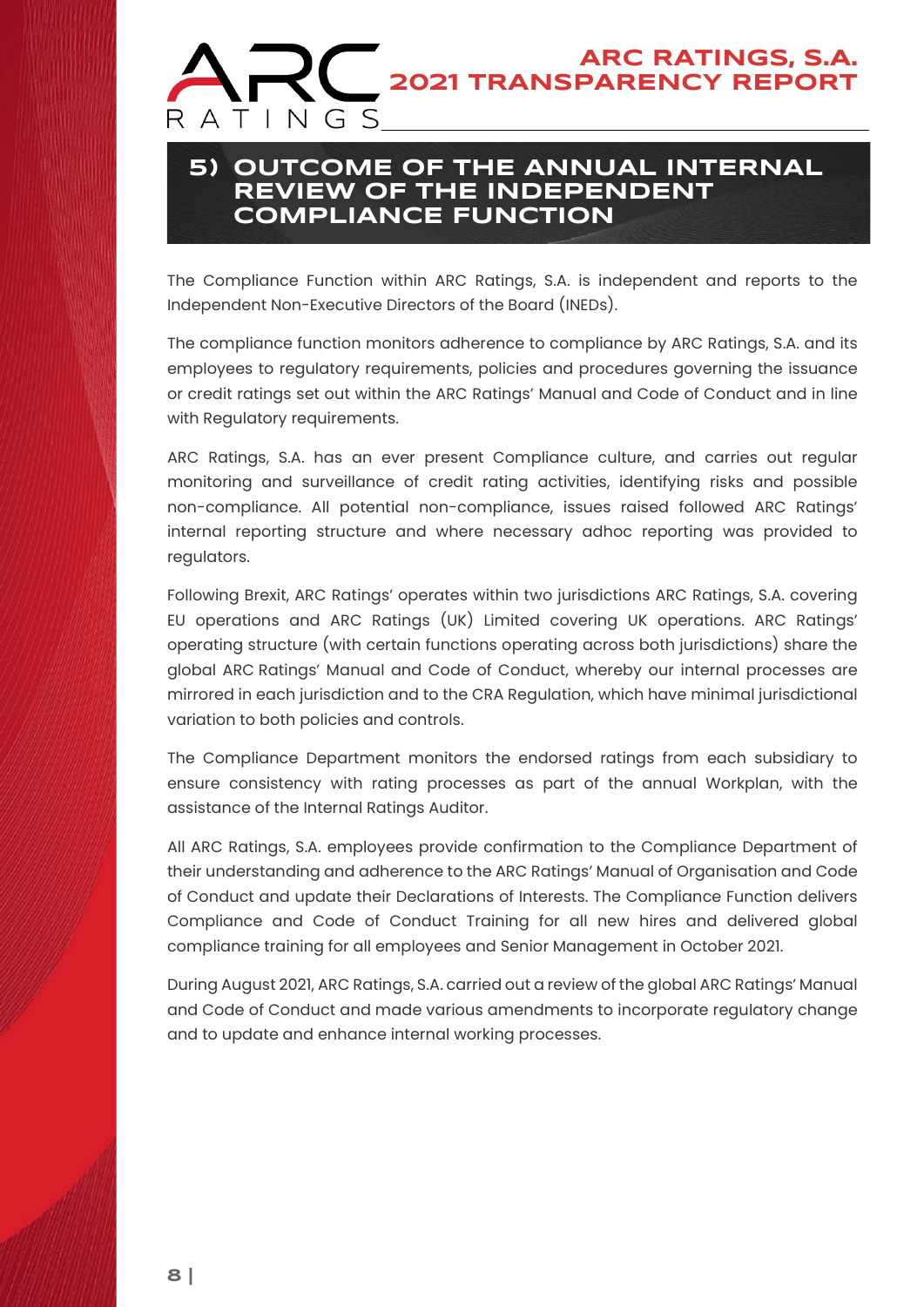## 5) OUTCOME OF THE ANNUAL INTERNAL REVIEW OF THE INDEPENDENT COMPLIANCE FUNCTION

The Compliance Function within ARC Ratings, S.A. is independent and reports to the Independent Non-Executive Directors of the Board (INEDs).

The compliance function monitors adherence to compliance by ARC Ratings, S.A. and its employees to regulatory requirements, policies and procedures governing the issuance or credit ratings set out within the ARC Ratings' Manual and Code of Conduct and in line with Regulatory requirements.

ARC Ratings, S.A. has an ever present Compliance culture, and carries out regular monitoring and surveillance of credit rating activities, identifying risks and possible non-compliance. All potential non-compliance, issues raised followed ARC Ratings' internal reporting structure and where necessary adhoc reporting was provided to regulators.

Following Brexit, ARC Ratings' operates within two jurisdictions ARC Ratings, S.A. covering EU operations and ARC Ratings (UK) Limited covering UK operations. ARC Ratings' operating structure (with certain functions operating across both jurisdictions) share the global ARC Ratings' Manual and Code of Conduct, whereby our internal processes are mirrored in each jurisdiction and to the CRA Regulation, which have minimal jurisdictional variation to both policies and controls.

The Compliance Department monitors the endorsed ratings from each subsidiary to ensure consistency with rating processes as part of the annual Workplan, with the assistance of the Internal Ratings Auditor.

All ARC Ratings, S.A. employees provide confirmation to the Compliance Department of their understanding and adherence to the ARC Ratings' Manual of Organisation and Code of Conduct and update their Declarations of Interests. The Compliance Function delivers Compliance and Code of Conduct Training for all new hires and delivered global compliance training for all employees and Senior Management in October 2021.

During August 2021, ARC Ratings, S.A. carried out a review of the global ARC Ratings' Manual and Code of Conduct and made various amendments to incorporate regulatory change and to update and enhance internal working processes.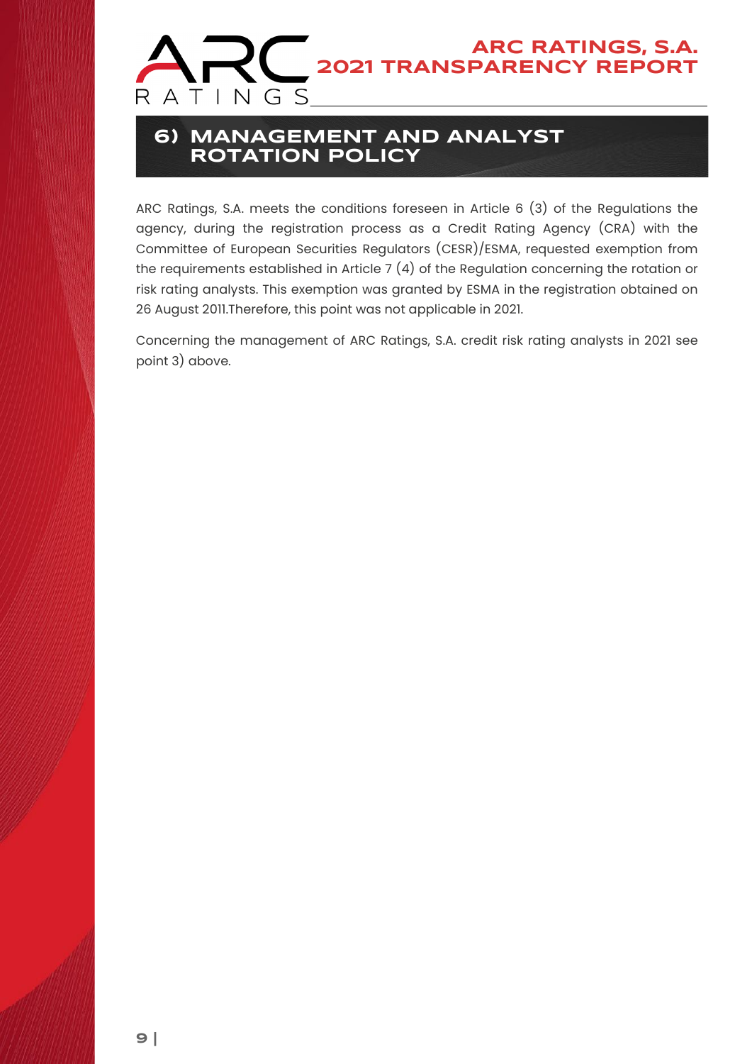## 6) MANAGEMENT AND ANALYST ROTATION POLICY

ARC Ratings, S.A. meets the conditions foreseen in Article 6 (3) of the Regulations the agency, during the registration process as a Credit Rating Agency (CRA) with the Committee of European Securities Regulators (CESR)/ESMA, requested exemption from the requirements established in Article 7 (4) of the Regulation concerning the rotation or risk rating analysts. This exemption was granted by ESMA in the registration obtained on 26 August 2011.Therefore, this point was not applicable in 2021.

Concerning the management of ARC Ratings, S.A. credit risk rating analysts in 2021 see point 3) above.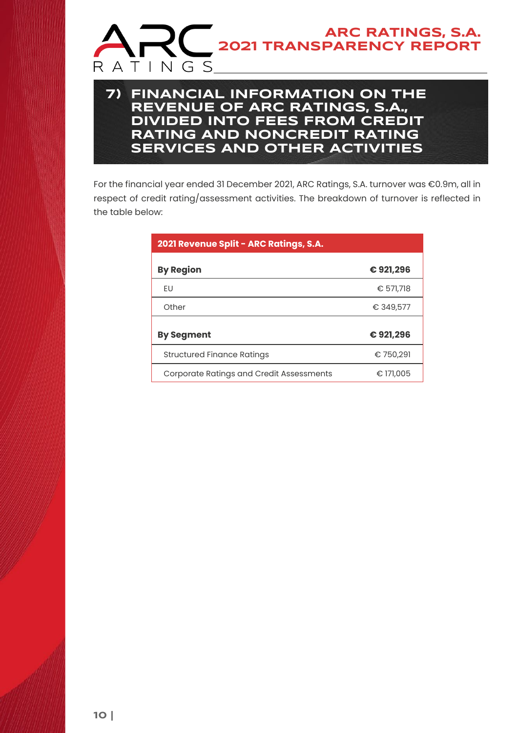## 7) FINANCIAL INFORMATION ON THE REVENUE OF ARC RATINGS, S.A., DIVIDED INTO FEES FROM CREDIT RATING AND NONCREDIT RATING SERVICES AND OTHER ACTIVITIES

For the financial year ended 31 December 2021, ARC Ratings, S.A. turnover was €0.9m, all in respect of credit rating/assessment activities. The breakdown of turnover is reflected in the table below:

| 2021 Revenue Split - ARC Ratings, S.A. | |
|---|---|
| **By Region** | **€ 921,296** |
| EU | € 571,718 |
| Other | € 349,577 |
| **By Segment** | **€ 921,296** |
| Structured Finance Ratings | € 750,291 |
| Corporate Ratings and Credit Assessments | € 171,005 |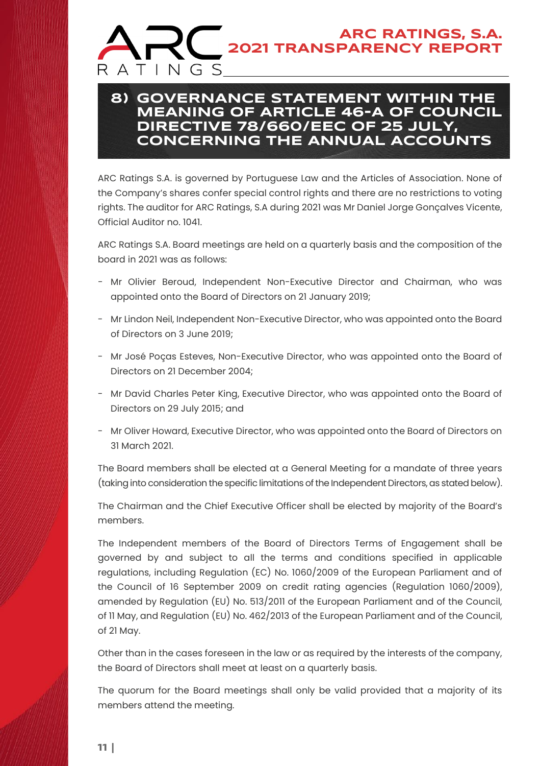## 8) GOVERNANCE STATEMENT WITHIN THE MEANING OF ARTICLE 46-A OF COUNCIL DIRECTIVE 78/660/EEC OF 25 JULY, CONCERNING THE ANNUAL ACCOUNTS

ARC Ratings S.A. is governed by Portuguese Law and the Articles of Association. None of the Company's shares confer special control rights and there are no restrictions to voting rights. The auditor for ARC Ratings, S.A during 2021 was Mr Daniel Jorge Gonçalves Vicente, Official Auditor no. 1041.

ARC Ratings S.A. Board meetings are held on a quarterly basis and the composition of the board in 2021 was as follows:

- Mr Olivier Beroud, Independent Non-Executive Director and Chairman, who was appointed onto the Board of Directors on 21 January 2019;
- Mr Lindon Neil, Independent Non-Executive Director, who was appointed onto the Board of Directors on 3 June 2019;
- Mr José Poças Esteves, Non-Executive Director, who was appointed onto the Board of Directors on 21 December 2004;
- Mr David Charles Peter King, Executive Director, who was appointed onto the Board of Directors on 29 July 2015; and
- Mr Oliver Howard, Executive Director, who was appointed onto the Board of Directors on 31 March 2021.

The Board members shall be elected at a General Meeting for a mandate of three years (taking into consideration the specific limitations of the Independent Directors, as stated below).

The Chairman and the Chief Executive Officer shall be elected by majority of the Board's members.

The Independent members of the Board of Directors Terms of Engagement shall be governed by and subject to all the terms and conditions specified in applicable regulations, including Regulation (EC) No. 1060/2009 of the European Parliament and of the Council of 16 September 2009 on credit rating agencies (Regulation 1060/2009), amended by Regulation (EU) No. 513/2011 of the European Parliament and of the Council, of 11 May, and Regulation (EU) No. 462/2013 of the European Parliament and of the Council, of 21 May.

Other than in the cases foreseen in the law or as required by the interests of the company, the Board of Directors shall meet at least on a quarterly basis.

The quorum for the Board meetings shall only be valid provided that a majority of its members attend the meeting.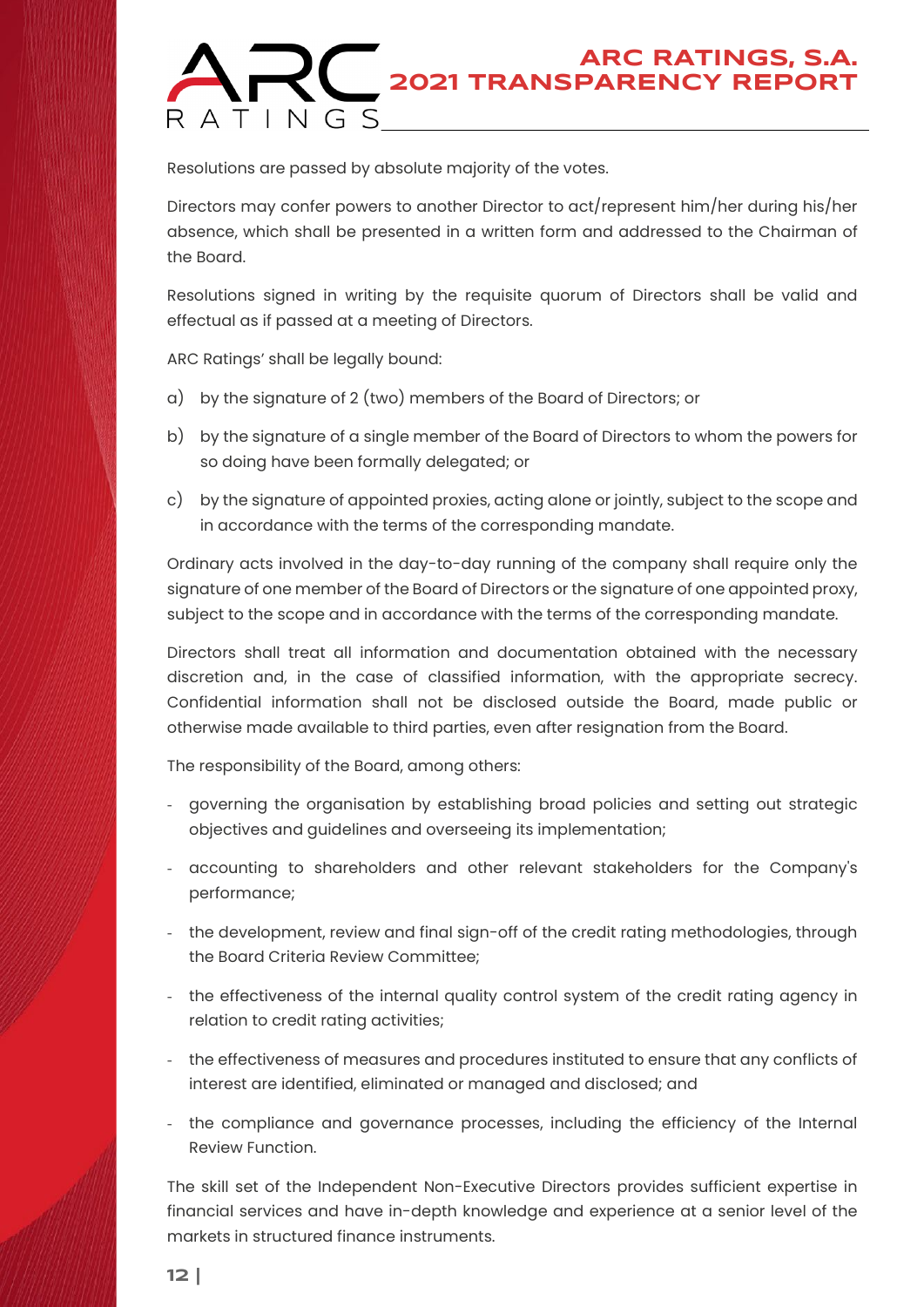Resolutions are passed by absolute majority of the votes.

Directors may confer powers to another Director to act/represent him/her during his/her absence, which shall be presented in a written form and addressed to the Chairman of the Board.

Resolutions signed in writing by the requisite quorum of Directors shall be valid and effectual as if passed at a meeting of Directors.

ARC Ratings' shall be legally bound:

a) by the signature of 2 (two) members of the Board of Directors; or

b) by the signature of a single member of the Board of Directors to whom the powers for so doing have been formally delegated; or

c) by the signature of appointed proxies, acting alone or jointly, subject to the scope and in accordance with the terms of the corresponding mandate.

Ordinary acts involved in the day-to-day running of the company shall require only the signature of one member of the Board of Directors or the signature of one appointed proxy, subject to the scope and in accordance with the terms of the corresponding mandate.

Directors shall treat all information and documentation obtained with the necessary discretion and, in the case of classified information, with the appropriate secrecy. Confidential information shall not be disclosed outside the Board, made public or otherwise made available to third parties, even after resignation from the Board.

The responsibility of the Board, among others:

- governing the organisation by establishing broad policies and setting out strategic objectives and guidelines and overseeing its implementation;
- accounting to shareholders and other relevant stakeholders for the Company's performance;
- the development, review and final sign-off of the credit rating methodologies, through the Board Criteria Review Committee;
- the effectiveness of the internal quality control system of the credit rating agency in relation to credit rating activities;
- the effectiveness of measures and procedures instituted to ensure that any conflicts of interest are identified, eliminated or managed and disclosed; and
- the compliance and governance processes, including the efficiency of the Internal Review Function.

The skill set of the Independent Non-Executive Directors provides sufficient expertise in financial services and have in-depth knowledge and experience at a senior level of the markets in structured finance instruments.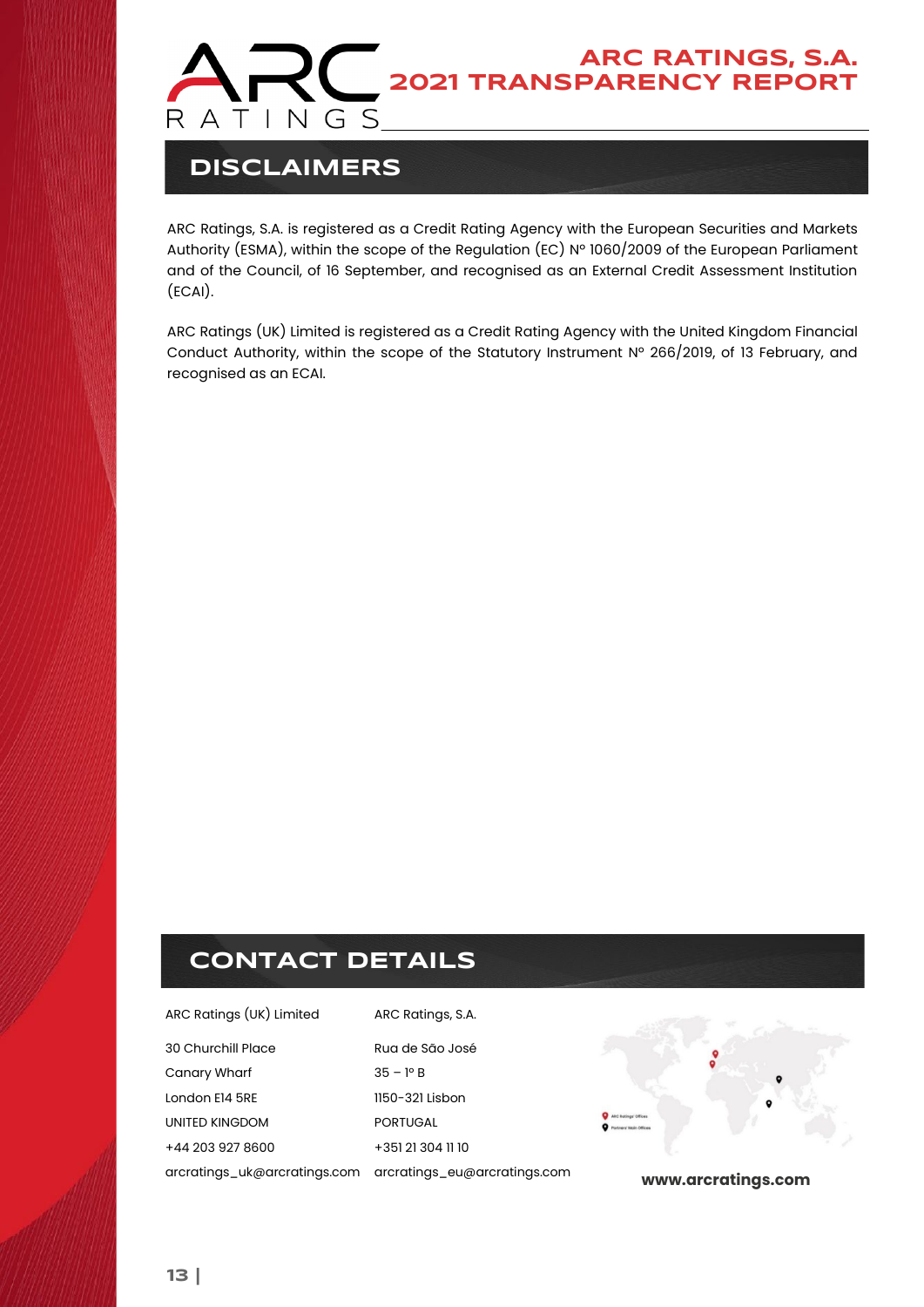## DISCLAIMERS

ARC Ratings, S.A. is registered as a Credit Rating Agency with the European Securities and Markets Authority (ESMA), within the scope of the Regulation (EC) Nº 1060/2009 of the European Parliament and of the Council, of 16 September, and recognised as an External Credit Assessment Institution (ECAI).

ARC Ratings (UK) Limited is registered as a Credit Rating Agency with the United Kingdom Financial Conduct Authority, within the scope of the Statutory Instrument Nº 266/2019, of 13 February, and recognised as an ECAI.

## CONTACT DETAILS

ARC Ratings (UK) Limited

30 Churchill Place
Canary Wharf
London E14 5RE
UNITED KINGDOM
+44 203 927 8600
arcratings_uk@arcratings.com

ARC Ratings, S.A.

Rua de São José
35 – 1º B
1150-321 Lisbon
PORTUGAL
+351 21 304 11 10
arcratings_eu@arcratings.com

ARC Ratings' Offices
Partners' Main Offices

**www.arcratings.com**